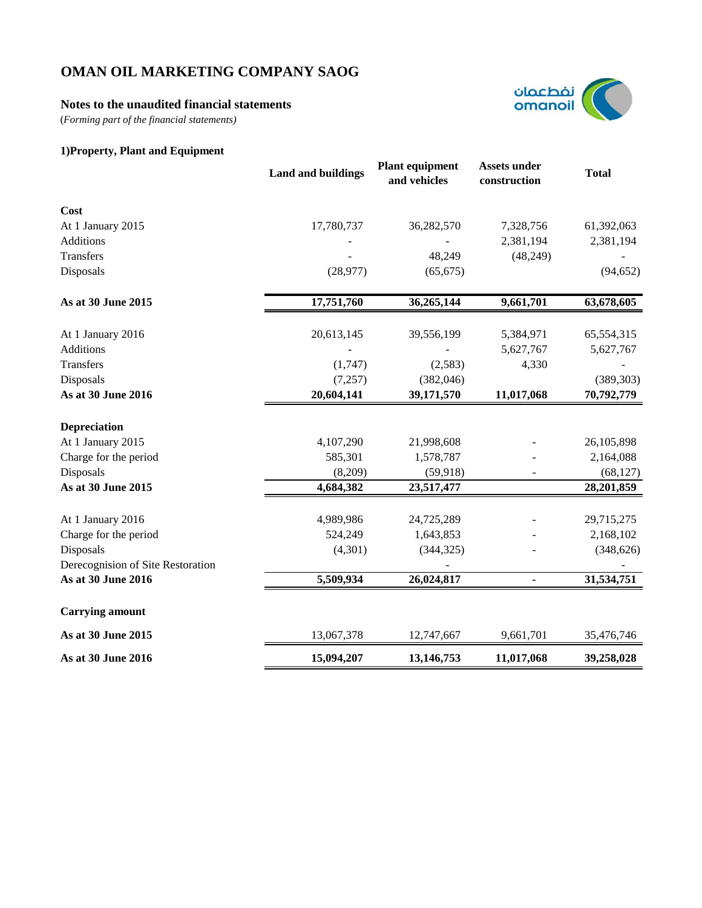# OMAN OIL MARKETING COMPANY SAOG

## Notes to the unaudited financial statements

*(Forming part of the financial statements)*

### 1)Property, Plant and Equipment

| | Land and buildings | Plant equipment and vehicles | Assets under construction | Total |
|---|---|---|---|---|
| **Cost** | | | | |
| At 1 January 2015 | 17,780,737 | 36,282,570 | 7,328,756 | 61,392,063 |
| Additions | - | - | 2,381,194 | 2,381,194 |
| Transfers | - | 48,249 | (48,249) | - |
| Disposals | (28,977) | (65,675) | | (94,652) |
| **As at 30 June 2015** | **17,751,760** | **36,265,144** | **9,661,701** | **63,678,605** |
| At 1 January 2016 | 20,613,145 | 39,556,199 | 5,384,971 | 65,554,315 |
| Additions | - | - | 5,627,767 | 5,627,767 |
| Transfers | (1,747) | (2,583) | 4,330 | - |
| Disposals | (7,257) | (382,046) | | (389,303) |
| **As at 30 June 2016** | **20,604,141** | **39,171,570** | **11,017,068** | **70,792,779** |
| **Depreciation** | | | | |
| At 1 January 2015 | 4,107,290 | 21,998,608 | - | 26,105,898 |
| Charge for the period | 585,301 | 1,578,787 | - | 2,164,088 |
| Disposals | (8,209) | (59,918) | - | (68,127) |
| **As at 30 June 2015** | **4,684,382** | **23,517,477** | | **28,201,859** |
| At 1 January 2016 | 4,989,986 | 24,725,289 | - | 29,715,275 |
| Charge for the period | 524,249 | 1,643,853 | - | 2,168,102 |
| Disposals | (4,301) | (344,325) | - | (348,626) |
| Derecognision of Site Restoration | | - | | - |
| **As at 30 June 2016** | **5,509,934** | **26,024,817** | **-** | **31,534,751** |
| **Carrying amount** | | | | |
| **As at 30 June 2015** | 13,067,378 | 12,747,667 | 9,661,701 | 35,476,746 |
| **As at 30 June 2016** | **15,094,207** | **13,146,753** | **11,017,068** | **39,258,028** |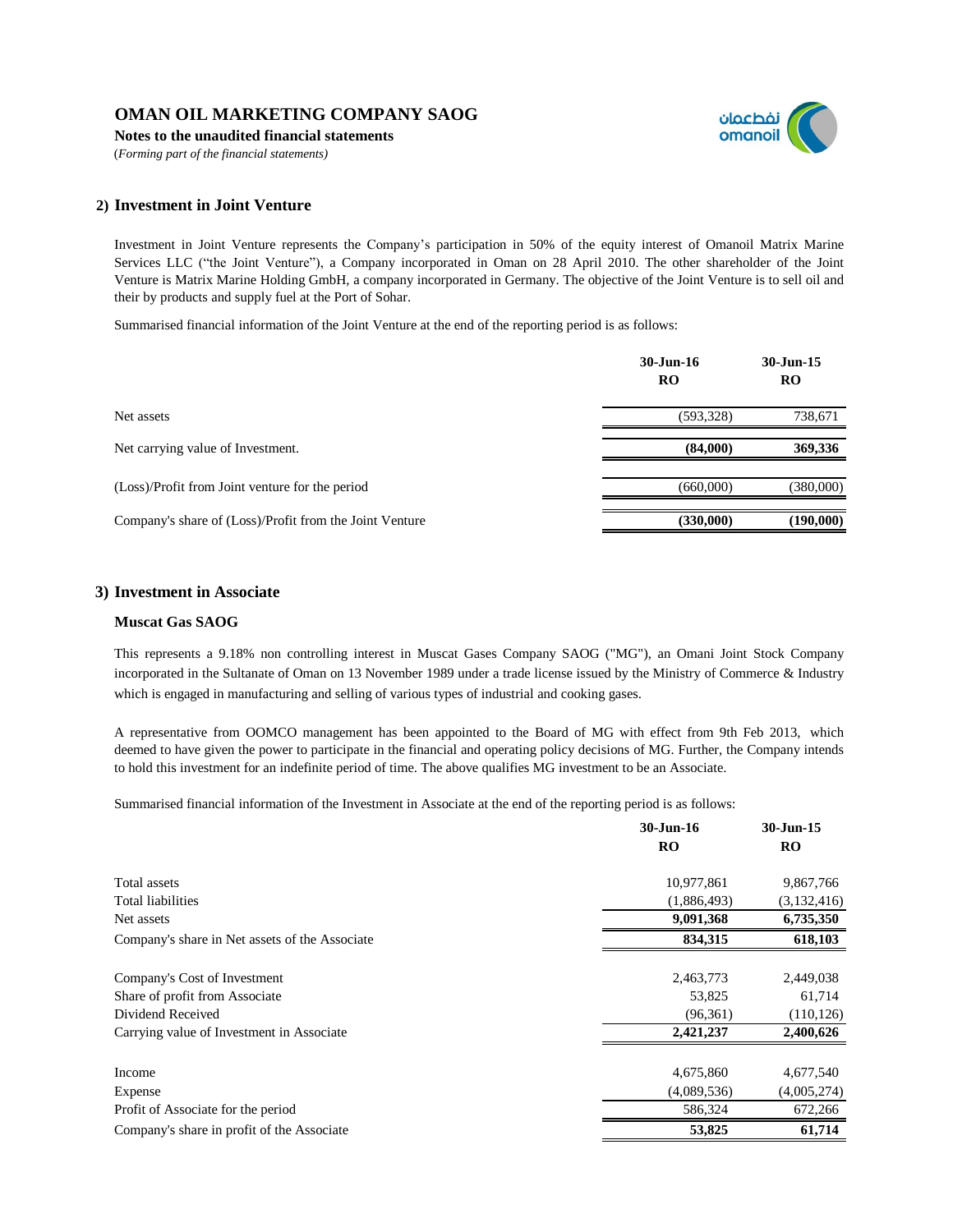# OMAN OIL MARKETING COMPANY SAOG

**Notes to the unaudited financial statements**

*(Forming part of the financial statements)*

## 2) Investment in Joint Venture

Investment in Joint Venture represents the Company's participation in 50% of the equity interest of Omanoil Matrix Marine Services LLC ("the Joint Venture"), a Company incorporated in Oman on 28 April 2010. The other shareholder of the Joint Venture is Matrix Marine Holding GmbH, a company incorporated in Germany. The objective of the Joint Venture is to sell oil and their by products and supply fuel at the Port of Sohar.

Summarised financial information of the Joint Venture at the end of the reporting period is as follows:

| | 30-Jun-16 RO | 30-Jun-15 RO |
|---|---|---|
| Net assets | (593,328) | 738,671 |
| Net carrying value of Investment. | **(84,000)** | **369,336** |
| (Loss)/Profit from Joint venture for the period | (660,000) | (380,000) |
| Company's share of (Loss)/Profit from the Joint Venture | **(330,000)** | **(190,000)** |

## 3) Investment in Associate

### Muscat Gas SAOG

This represents a 9.18% non controlling interest in Muscat Gases Company SAOG ("MG"), an Omani Joint Stock Company incorporated in the Sultanate of Oman on 13 November 1989 under a trade license issued by the Ministry of Commerce & Industry which is engaged in manufacturing and selling of various types of industrial and cooking gases.

A representative from OOMCO management has been appointed to the Board of MG with effect from 9th Feb 2013, which deemed to have given the power to participate in the financial and operating policy decisions of MG. Further, the Company intends to hold this investment for an indefinite period of time. The above qualifies MG investment to be an Associate.

Summarised financial information of the Investment in Associate at the end of the reporting period is as follows:

| | 30-Jun-16 RO | 30-Jun-15 RO |
|---|---|---|
| Total assets | 10,977,861 | 9,867,766 |
| Total liabilities | (1,886,493) | (3,132,416) |
| Net assets | **9,091,368** | **6,735,350** |
| Company's share in Net assets of the Associate | **834,315** | **618,103** |
| | | |
| Company's Cost of Investment | 2,463,773 | 2,449,038 |
| Share of profit from Associate | 53,825 | 61,714 |
| Dividend Received | (96,361) | (110,126) |
| Carrying value of Investment in Associate | **2,421,237** | **2,400,626** |
| | | |
| Income | 4,675,860 | 4,677,540 |
| Expense | (4,089,536) | (4,005,274) |
| Profit of Associate for the period | 586,324 | 672,266 |
| Company's share in profit of the Associate | **53,825** | **61,714** |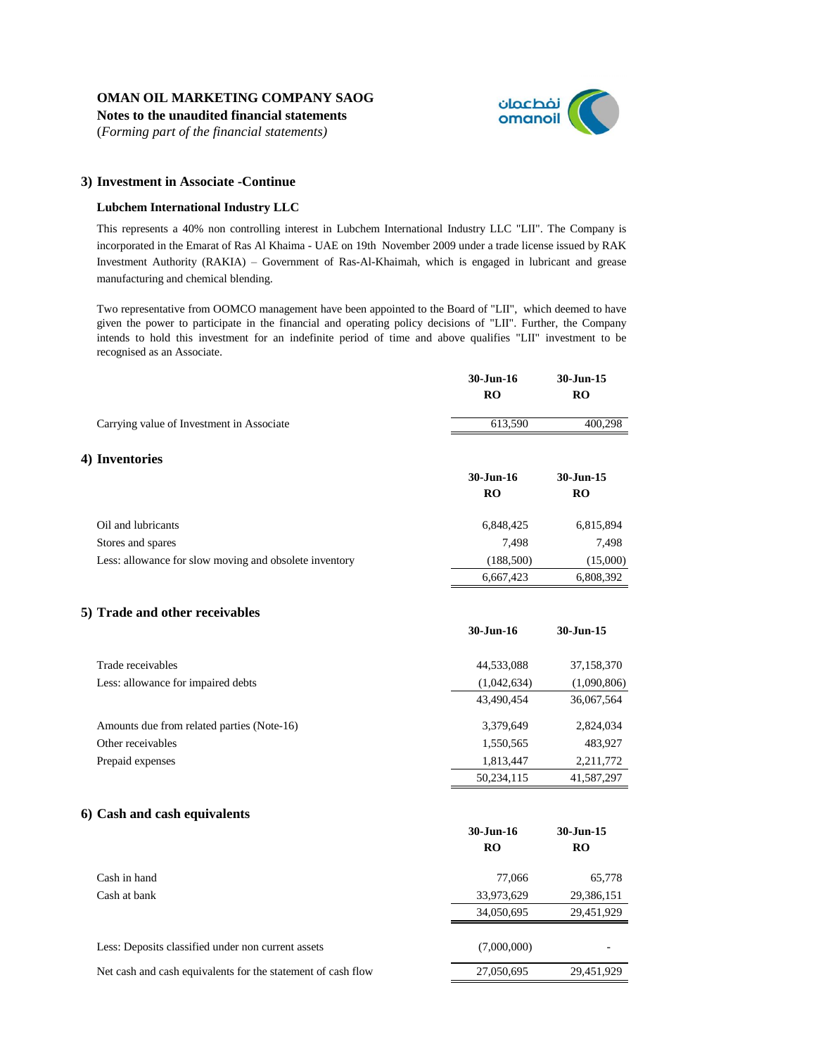**OMAN OIL MARKETING COMPANY SAOG**
**Notes to the unaudited financial statements**
(*Forming part of the financial statements)*

## 3) Investment in Associate -Continue

### Lubchem International Industry LLC

This represents a 40% non controlling interest in Lubchem International Industry LLC "LII". The Company is incorporated in the Emarat of Ras Al Khaima - UAE on 19th November 2009 under a trade license issued by RAK Investment Authority (RAKIA) – Government of Ras-Al-Khaimah, which is engaged in lubricant and grease manufacturing and chemical blending.

Two representative from OOMCO management have been appointed to the Board of "LII", which deemed to have given the power to participate in the financial and operating policy decisions of "LII". Further, the Company intends to hold this investment for an indefinite period of time and above qualifies "LII" investment to be recognised as an Associate.

| | 30-Jun-16<br>RO | 30-Jun-15<br>RO |
|---|---|---|
| Carrying value of Investment in Associate | 613,590 | 400,298 |

## 4) Inventories

| | 30-Jun-16<br>RO | 30-Jun-15<br>RO |
|---|---|---|
| Oil and lubricants | 6,848,425 | 6,815,894 |
| Stores and spares | 7,498 | 7,498 |
| Less: allowance for slow moving and obsolete inventory | (188,500) | (15,000) |
| | 6,667,423 | 6,808,392 |

## 5) Trade and other receivables

| | 30-Jun-16 | 30-Jun-15 |
|---|---|---|
| Trade receivables | 44,533,088 | 37,158,370 |
| Less: allowance for impaired debts | (1,042,634) | (1,090,806) |
| | 43,490,454 | 36,067,564 |
| Amounts due from related parties (Note-16) | 3,379,649 | 2,824,034 |
| Other receivables | 1,550,565 | 483,927 |
| Prepaid expenses | 1,813,447 | 2,211,772 |
| | 50,234,115 | 41,587,297 |

## 6) Cash and cash equivalents

| | 30-Jun-16<br>RO | 30-Jun-15<br>RO |
|---|---|---|
| Cash in hand | 77,066 | 65,778 |
| Cash at bank | 33,973,629 | 29,386,151 |
| | 34,050,695 | 29,451,929 |
| Less: Deposits classified under non current assets | (7,000,000) | - |
| Net cash and cash equivalents for the statement of cash flow | 27,050,695 | 29,451,929 |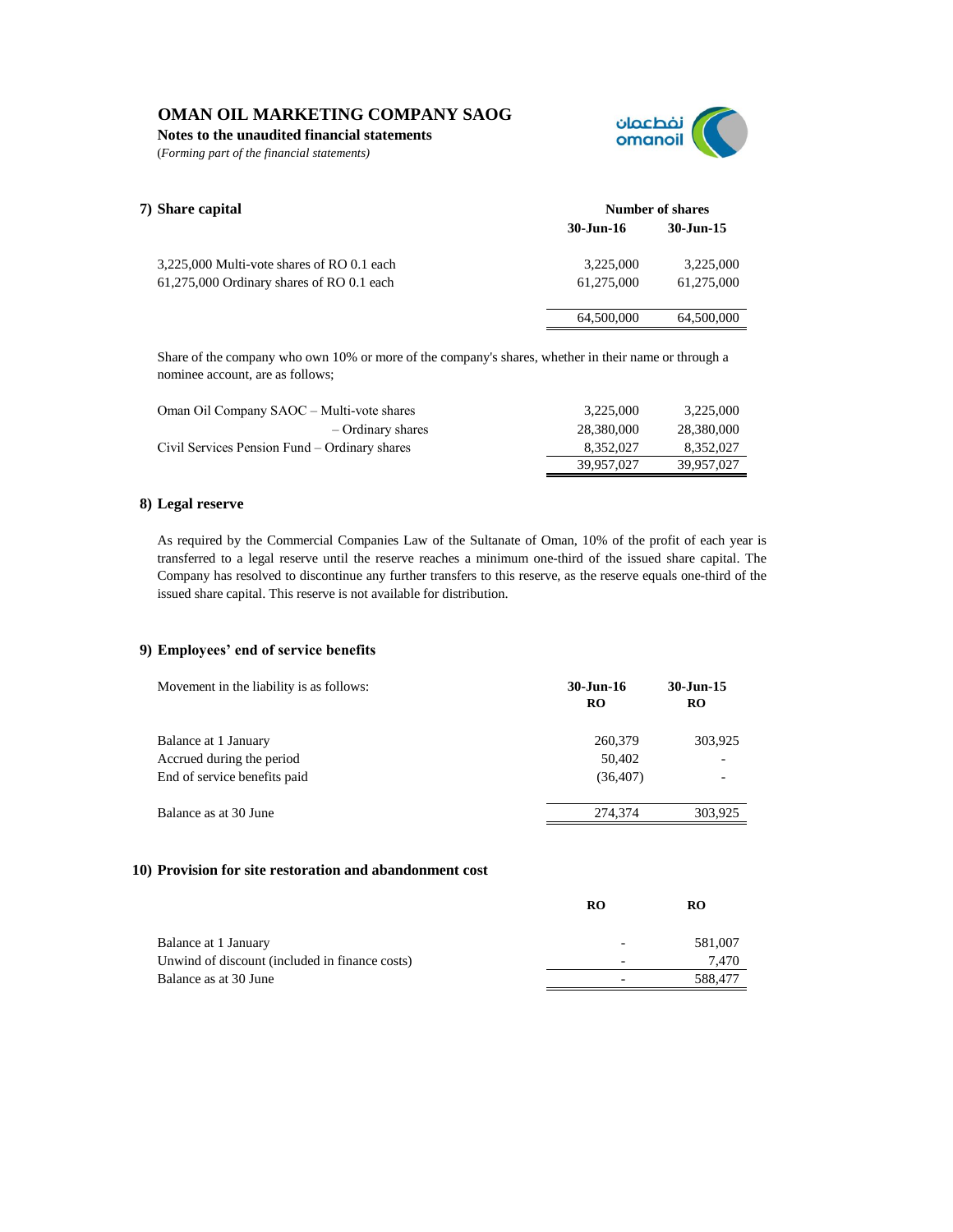# OMAN OIL MARKETING COMPANY SAOG

**Notes to the unaudited financial statements**

*(Forming part of the financial statements)*

## 7) Share capital

| | Number of shares | |
|---|---|---|
| | **30-Jun-16** | **30-Jun-15** |
| 3,225,000 Multi-vote shares of RO 0.1 each | 3,225,000 | 3,225,000 |
| 61,275,000 Ordinary shares of RO 0.1 each | 61,275,000 | 61,275,000 |
| | 64,500,000 | 64,500,000 |

Share of the company who own 10% or more of the company's shares, whether in their name or through a nominee account, are as follows;

| | | |
|---|---|---|
| Oman Oil Company SAOC – Multi-vote shares | 3,225,000 | 3,225,000 |
| – Ordinary shares | 28,380,000 | 28,380,000 |
| Civil Services Pension Fund – Ordinary shares | 8,352,027 | 8,352,027 |
| | 39,957,027 | 39,957,027 |

## 8) Legal reserve

As required by the Commercial Companies Law of the Sultanate of Oman, 10% of the profit of each year is transferred to a legal reserve until the reserve reaches a minimum one-third of the issued share capital. The Company has resolved to discontinue any further transfers to this reserve, as the reserve equals one-third of the issued share capital. This reserve is not available for distribution.

## 9) Employees' end of service benefits

| Movement in the liability is as follows: | 30-Jun-16<br>RO | 30-Jun-15<br>RO |
|---|---|---|
| Balance at 1 January | 260,379 | 303,925 |
| Accrued during the period | 50,402 | - |
| End of service benefits paid | (36,407) | - |
| Balance as at 30 June | 274,374 | 303,925 |

## 10) Provision for site restoration and abandonment cost

| | RO | RO |
|---|---|---|
| Balance at 1 January | - | 581,007 |
| Unwind of discount (included in finance costs) | - | 7,470 |
| Balance as at 30 June | - | 588,477 |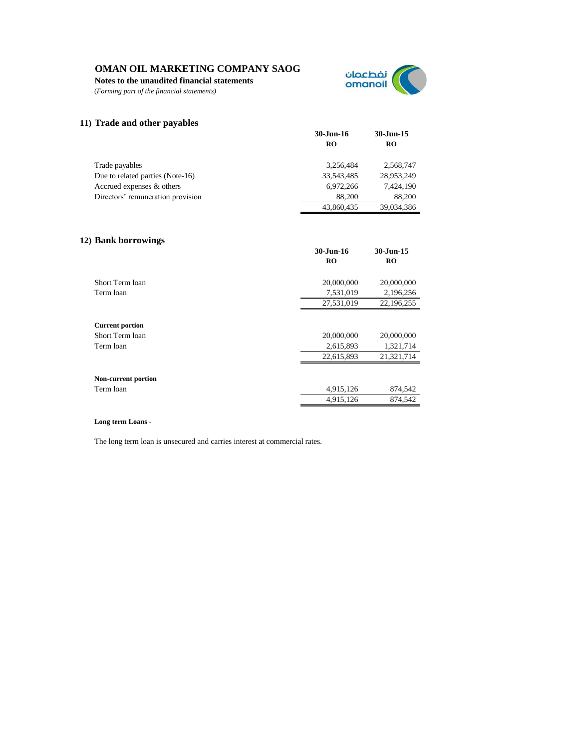# OMAN OIL MARKETING COMPANY SAOG

**Notes to the unaudited financial statements**

(*Forming part of the financial statements*)

## 11) Trade and other payables

| | 30-Jun-16 | 30-Jun-15 |
|---|---|---|
| | RO | RO |
| Trade payables | 3,256,484 | 2,568,747 |
| Due to related parties (Note-16) | 33,543,485 | 28,953,249 |
| Accrued expenses & others | 6,972,266 | 7,424,190 |
| Directors' remuneration provision | 88,200 | 88,200 |
| | 43,860,435 | 39,034,386 |

## 12) Bank borrowings

| | 30-Jun-16 | 30-Jun-15 |
|---|---|---|
| | RO | RO |
| Short Term loan | 20,000,000 | 20,000,000 |
| Term loan | 7,531,019 | 2,196,256 |
| | 27,531,019 | 22,196,255 |
| **Current portion** | | |
| Short Term loan | 20,000,000 | 20,000,000 |
| Term loan | 2,615,893 | 1,321,714 |
| | 22,615,893 | 21,321,714 |
| **Non-current portion** | | |
| Term loan | 4,915,126 | 874,542 |
| | 4,915,126 | 874,542 |

**Long term Loans -**

The long term loan is unsecured and carries interest at commercial rates.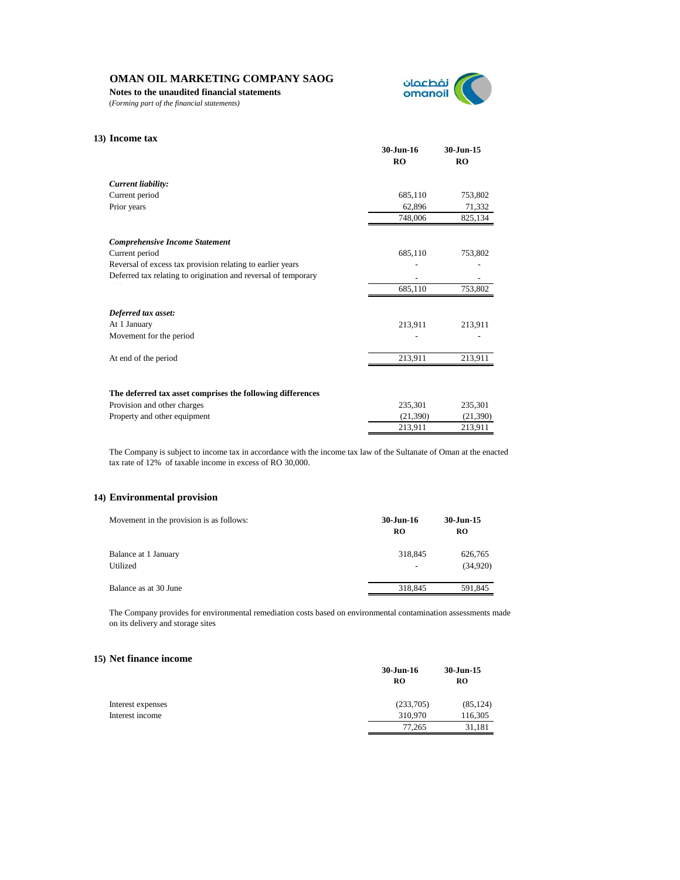**OMAN OIL MARKETING COMPANY SAOG**

**Notes to the unaudited financial statements**

(*Forming part of the financial statements)*

## 13) Income tax

| | 30-Jun-16 RO | 30-Jun-15 RO |
|---|---|---|
| ***Current liability:*** | | |
| Current period | 685,110 | 753,802 |
| Prior years | 62,896 | 71,332 |
| | 748,006 | 825,134 |
| ***Comprehensive Income Statement*** | | |
| Current period | 685,110 | 753,802 |
| Reversal of excess tax provision relating to earlier years | - | - |
| Deferred tax relating to origination and reversal of temporary differences | - | - |
| | 685,110 | 753,802 |
| ***Deferred tax asset:*** | | |
| At 1 January | 213,911 | 213,911 |
| Movement for the period | - | - |
| At end of the period | 213,911 | 213,911 |
| **The deferred tax asset comprises the following differences** | | |
| Provision and other charges | 235,301 | 235,301 |
| Property and other equipment | (21,390) | (21,390) |
| | 213,911 | 213,911 |

The Company is subject to income tax in accordance with the income tax law of the Sultanate of Oman at the enacted tax rate of 12% of taxable income in excess of RO 30,000.

## 14) Environmental provision

| Movement in the provision is as follows: | 30-Jun-16 RO | 30-Jun-15 RO |
|---|---|---|
| Balance at 1 January | 318,845 | 626,765 |
| Utilized | - | (34,920) |
| Balance as at 30 June | 318,845 | 591,845 |

The Company provides for environmental remediation costs based on environmental contamination assessments made on its delivery and storage sites

## 15) Net finance income

| | 30-Jun-16 RO | 30-Jun-15 RO |
|---|---|---|
| Interest expenses | (233,705) | (85,124) |
| Interest income | 310,970 | 116,305 |
| | 77,265 | 31,181 |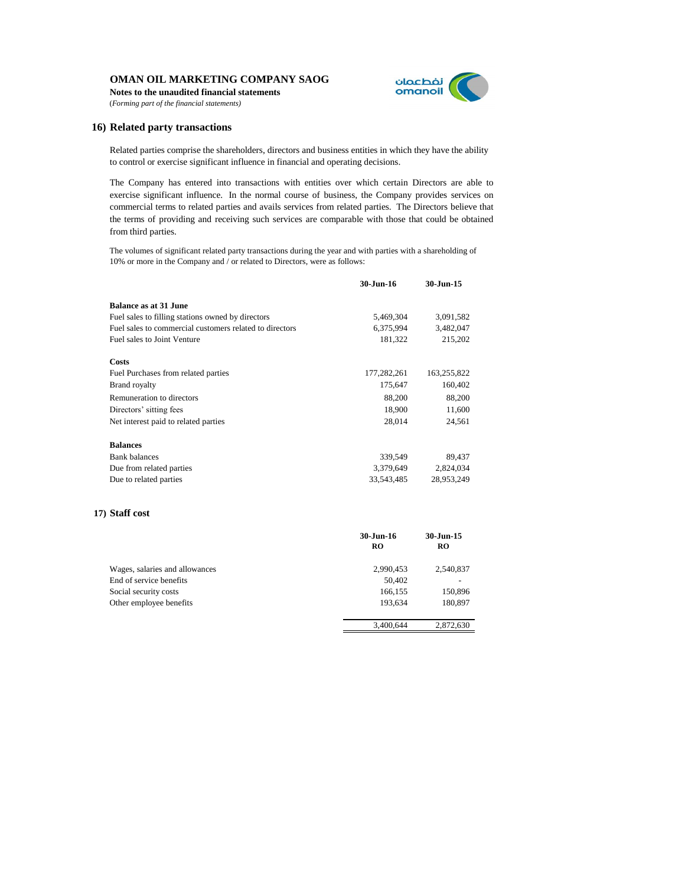**OMAN OIL MARKETING COMPANY SAOG**

**Notes to the unaudited financial statements**

(*Forming part of the financial statements)*

## 16) Related party transactions

Related parties comprise the shareholders, directors and business entities in which they have the ability to control or exercise significant influence in financial and operating decisions.

The Company has entered into transactions with entities over which certain Directors are able to exercise significant influence. In the normal course of business, the Company provides services on commercial terms to related parties and avails services from related parties. The Directors believe that the terms of providing and receiving such services are comparable with those that could be obtained from third parties.

The volumes of significant related party transactions during the year and with parties with a shareholding of 10% or more in the Company and / or related to Directors, were as follows:

| | 30-Jun-16 | 30-Jun-15 |
|---|---|---|
| **Balance as at 31 June** | | |
| Fuel sales to filling stations owned by directors | 5,469,304 | 3,091,582 |
| Fuel sales to commercial customers related to directors | 6,375,994 | 3,482,047 |
| Fuel sales to Joint Venture | 181,322 | 215,202 |
| **Costs** | | |
| Fuel Purchases from related parties | 177,282,261 | 163,255,822 |
| Brand royalty | 175,647 | 160,402 |
| Remuneration to directors | 88,200 | 88,200 |
| Directors' sitting fees | 18,900 | 11,600 |
| Net interest paid to related parties | 28,014 | 24,561 |
| **Balances** | | |
| Bank balances | 339,549 | 89,437 |
| Due from related parties | 3,379,649 | 2,824,034 |
| Due to related parties | 33,543,485 | 28,953,249 |

## 17) Staff cost

| | 30-Jun-16 RO | 30-Jun-15 RO |
|---|---|---|
| Wages, salaries and allowances | 2,990,453 | 2,540,837 |
| End of service benefits | 50,402 | - |
| Social security costs | 166,155 | 150,896 |
| Other employee benefits | 193,634 | 180,897 |
| | 3,400,644 | 2,872,630 |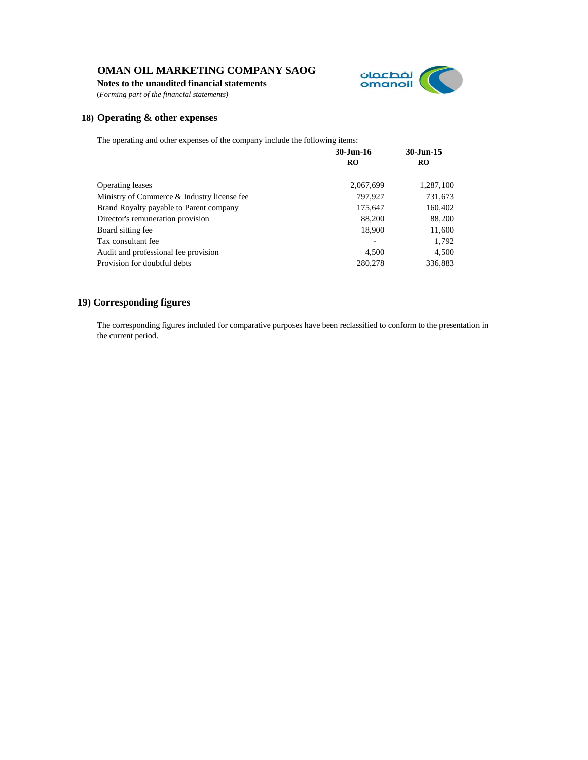# OMAN OIL MARKETING COMPANY SAOG

**Notes to the unaudited financial statements**

(*Forming part of the financial statements)*

## 18) Operating & other expenses

The operating and other expenses of the company include the following items:

| | 30-Jun-16 | 30-Jun-15 |
|---|---|---|
| | RO | RO |
| Operating leases | 2,067,699 | 1,287,100 |
| Ministry of Commerce & Industry license fee | 797,927 | 731,673 |
| Brand Royalty payable to Parent company | 175,647 | 160,402 |
| Director's remuneration provision | 88,200 | 88,200 |
| Board sitting fee | 18,900 | 11,600 |
| Tax consultant fee | - | 1,792 |
| Audit and professional fee provision | 4,500 | 4,500 |
| Provision for doubtful debts | 280,278 | 336,883 |

## 19) Corresponding figures

The corresponding figures included for comparative purposes have been reclassified to conform to the presentation in the current period.